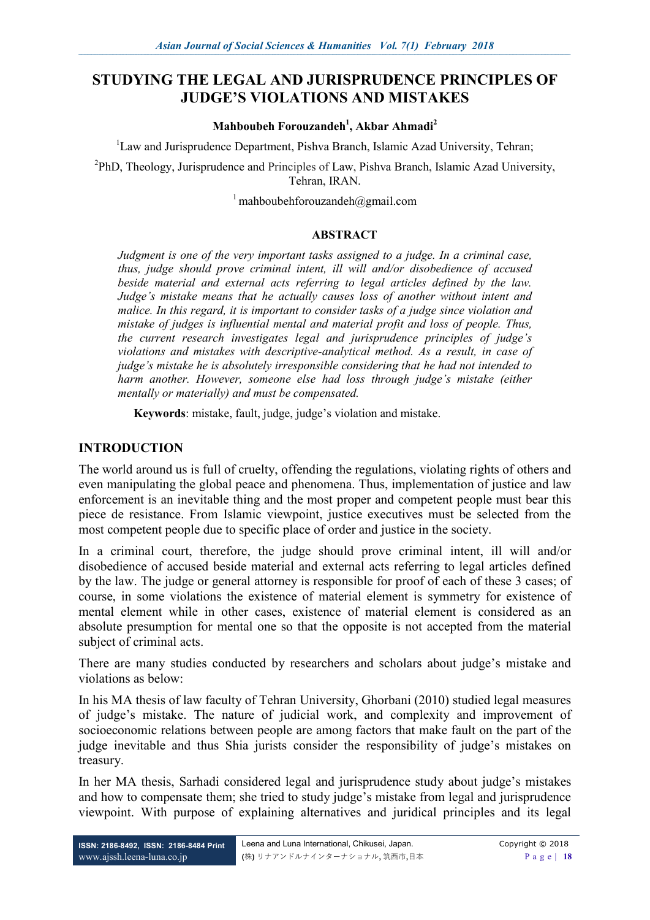# STUDYING THE LEGAL AND JURISPRUDENCE PRINCIPLES OF JUDGE'S VIOLATIONS AND MISTAKES

**Mahboubeh Forouzandeh[1], Akbar Ahmadi[2]**

[1]Law and Jurisprudence Department, Pishva Branch, Islamic Azad University, Tehran;

[2]PhD, Theology, Jurisprudence and Principles of Law, Pishva Branch, Islamic Azad University, Tehran, IRAN.

[1] mahboubehforouzandeh@gmail.com

## ABSTRACT

*Judgment is one of the very important tasks assigned to a judge. In a criminal case, thus, judge should prove criminal intent, ill will and/or disobedience of accused beside material and external acts referring to legal articles defined by the law. Judge's mistake means that he actually causes loss of another without intent and malice. In this regard, it is important to consider tasks of a judge since violation and mistake of judges is influential mental and material profit and loss of people. Thus, the current research investigates legal and jurisprudence principles of judge's violations and mistakes with descriptive-analytical method. As a result, in case of judge's mistake he is absolutely irresponsible considering that he had not intended to harm another. However, someone else had loss through judge's mistake (either mentally or materially) and must be compensated.*

**Keywords**: mistake, fault, judge, judge's violation and mistake.

## INTRODUCTION

The world around us is full of cruelty, offending the regulations, violating rights of others and even manipulating the global peace and phenomena. Thus, implementation of justice and law enforcement is an inevitable thing and the most proper and competent people must bear this piece de resistance. From Islamic viewpoint, justice executives must be selected from the most competent people due to specific place of order and justice in the society.

In a criminal court, therefore, the judge should prove criminal intent, ill will and/or disobedience of accused beside material and external acts referring to legal articles defined by the law. The judge or general attorney is responsible for proof of each of these 3 cases; of course, in some violations the existence of material element is symmetry for existence of mental element while in other cases, existence of material element is considered as an absolute presumption for mental one so that the opposite is not accepted from the material subject of criminal acts.

There are many studies conducted by researchers and scholars about judge's mistake and violations as below:

In his MA thesis of law faculty of Tehran University, Ghorbani (2010) studied legal measures of judge's mistake. The nature of judicial work, and complexity and improvement of socioeconomic relations between people are among factors that make fault on the part of the judge inevitable and thus Shia jurists consider the responsibility of judge's mistakes on treasury.

In her MA thesis, Sarhadi considered legal and jurisprudence study about judge's mistakes and how to compensate them; she tried to study judge's mistake from legal and jurisprudence viewpoint. With purpose of explaining alternatives and juridical principles and its legal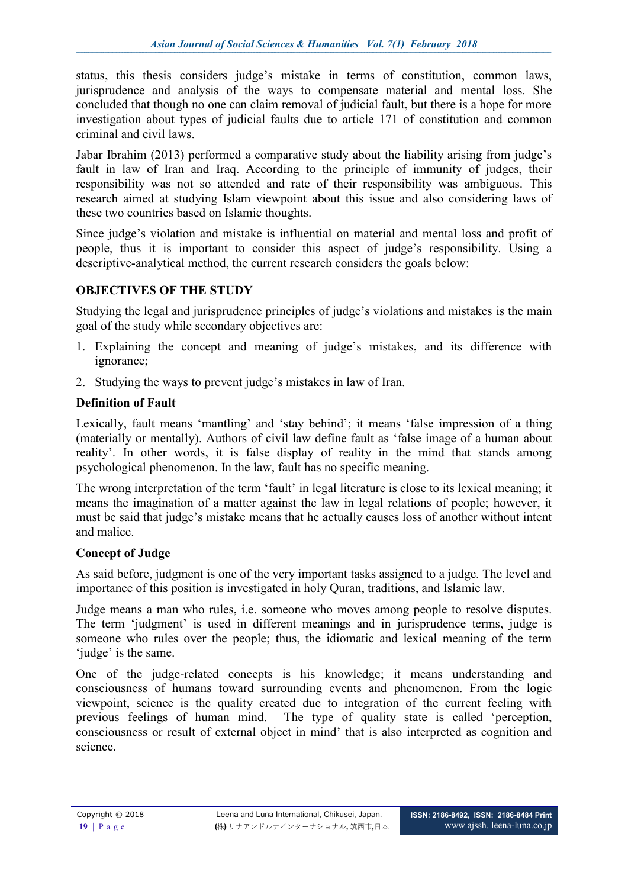status, this thesis considers judge's mistake in terms of constitution, common laws, jurisprudence and analysis of the ways to compensate material and mental loss. She concluded that though no one can claim removal of judicial fault, but there is a hope for more investigation about types of judicial faults due to article 171 of constitution and common criminal and civil laws.

Jabar Ibrahim (2013) performed a comparative study about the liability arising from judge's fault in law of Iran and Iraq. According to the principle of immunity of judges, their responsibility was not so attended and rate of their responsibility was ambiguous. This research aimed at studying Islam viewpoint about this issue and also considering laws of these two countries based on Islamic thoughts.

Since judge's violation and mistake is influential on material and mental loss and profit of people, thus it is important to consider this aspect of judge's responsibility. Using a descriptive-analytical method, the current research considers the goals below:

## OBJECTIVES OF THE STUDY

Studying the legal and jurisprudence principles of judge's violations and mistakes is the main goal of the study while secondary objectives are:

1. Explaining the concept and meaning of judge's mistakes, and its difference with ignorance;
2. Studying the ways to prevent judge's mistakes in law of Iran.

### Definition of Fault

Lexically, fault means 'mantling' and 'stay behind'; it means 'false impression of a thing (materially or mentally). Authors of civil law define fault as 'false image of a human about reality'. In other words, it is false display of reality in the mind that stands among psychological phenomenon. In the law, fault has no specific meaning.

The wrong interpretation of the term 'fault' in legal literature is close to its lexical meaning; it means the imagination of a matter against the law in legal relations of people; however, it must be said that judge's mistake means that he actually causes loss of another without intent and malice.

### Concept of Judge

As said before, judgment is one of the very important tasks assigned to a judge. The level and importance of this position is investigated in holy Quran, traditions, and Islamic law.

Judge means a man who rules, i.e. someone who moves among people to resolve disputes. The term 'judgment' is used in different meanings and in jurisprudence terms, judge is someone who rules over the people; thus, the idiomatic and lexical meaning of the term 'judge' is the same.

One of the judge-related concepts is his knowledge; it means understanding and consciousness of humans toward surrounding events and phenomenon. From the logic viewpoint, science is the quality created due to integration of the current feeling with previous feelings of human mind. The type of quality state is called 'perception, consciousness or result of external object in mind' that is also interpreted as cognition and science.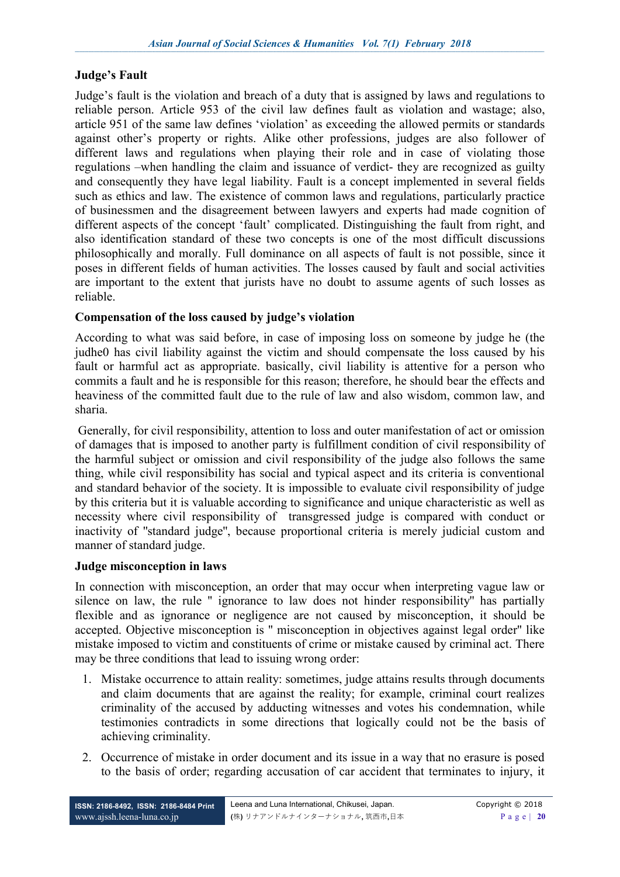**Judge's Fault**

Judge's fault is the violation and breach of a duty that is assigned by laws and regulations to reliable person. Article 953 of the civil law defines fault as violation and wastage; also, article 951 of the same law defines 'violation' as exceeding the allowed permits or standards against other's property or rights. Alike other professions, judges are also follower of different laws and regulations when playing their role and in case of violating those regulations –when handling the claim and issuance of verdict- they are recognized as guilty and consequently they have legal liability. Fault is a concept implemented in several fields such as ethics and law. The existence of common laws and regulations, particularly practice of businessmen and the disagreement between lawyers and experts had made cognition of different aspects of the concept 'fault' complicated. Distinguishing the fault from right, and also identification standard of these two concepts is one of the most difficult discussions philosophically and morally. Full dominance on all aspects of fault is not possible, since it poses in different fields of human activities. The losses caused by fault and social activities are important to the extent that jurists have no doubt to assume agents of such losses as reliable.

**Compensation of the loss caused by judge's violation**

According to what was said before, in case of imposing loss on someone by judge he (the judhe0 has civil liability against the victim and should compensate the loss caused by his fault or harmful act as appropriate. basically, civil liability is attentive for a person who commits a fault and he is responsible for this reason; therefore, he should bear the effects and heaviness of the committed fault due to the rule of law and also wisdom, common law, and sharia.

Generally, for civil responsibility, attention to loss and outer manifestation of act or omission of damages that is imposed to another party is fulfillment condition of civil responsibility of the harmful subject or omission and civil responsibility of the judge also follows the same thing, while civil responsibility has social and typical aspect and its criteria is conventional and standard behavior of the society. It is impossible to evaluate civil responsibility of judge by this criteria but it is valuable according to significance and unique characteristic as well as necessity where civil responsibility of transgressed judge is compared with conduct or inactivity of "standard judge", because proportional criteria is merely judicial custom and manner of standard judge.

**Judge misconception in laws**

In connection with misconception, an order that may occur when interpreting vague law or silence on law, the rule " ignorance to law does not hinder responsibility" has partially flexible and as ignorance or negligence are not caused by misconception, it should be accepted. Objective misconception is " misconception in objectives against legal order" like mistake imposed to victim and constituents of crime or mistake caused by criminal act. There may be three conditions that lead to issuing wrong order:

1. Mistake occurrence to attain reality: sometimes, judge attains results through documents and claim documents that are against the reality; for example, criminal court realizes criminality of the accused by adducting witnesses and votes his condemnation, while testimonies contradicts in some directions that logically could not be the basis of achieving criminality.
2. Occurrence of mistake in order document and its issue in a way that no erasure is posed to the basis of order; regarding accusation of car accident that terminates to injury, it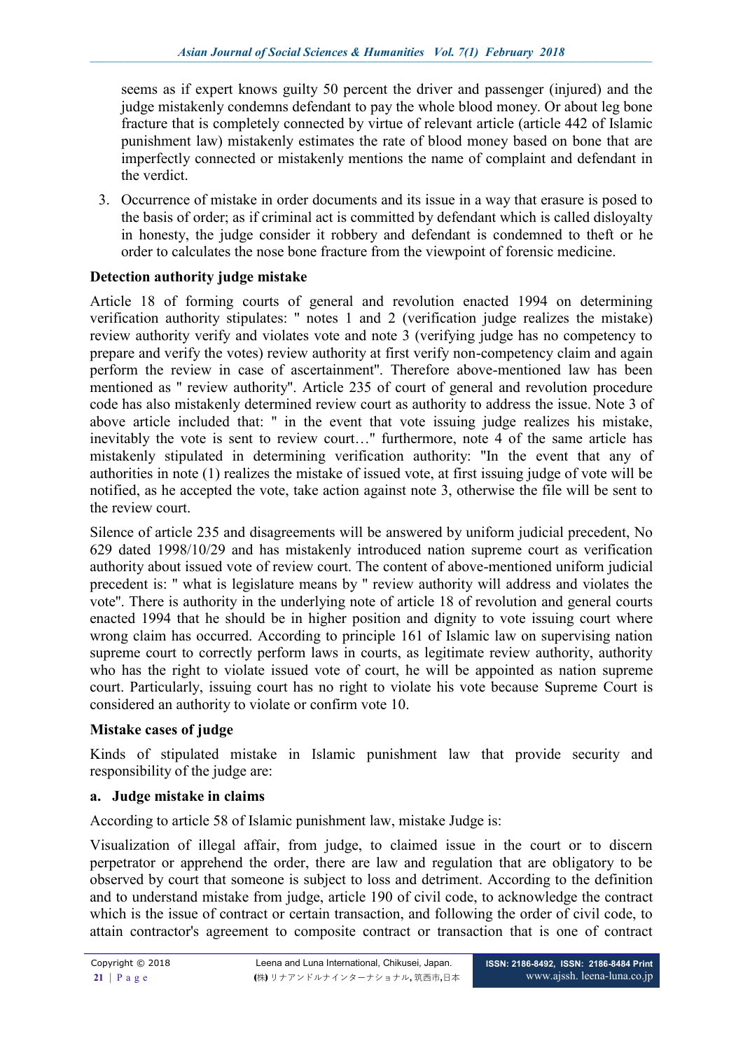seems as if expert knows guilty 50 percent the driver and passenger (injured) and the judge mistakenly condemns defendant to pay the whole blood money. Or about leg bone fracture that is completely connected by virtue of relevant article (article 442 of Islamic punishment law) mistakenly estimates the rate of blood money based on bone that are imperfectly connected or mistakenly mentions the name of complaint and defendant in the verdict.

3. Occurrence of mistake in order documents and its issue in a way that erasure is posed to the basis of order; as if criminal act is committed by defendant which is called disloyalty in honesty, the judge consider it robbery and defendant is condemned to theft or he order to calculates the nose bone fracture from the viewpoint of forensic medicine.

**Detection authority judge mistake**

Article 18 of forming courts of general and revolution enacted 1994 on determining verification authority stipulates: " notes 1 and 2 (verification judge realizes the mistake) review authority verify and violates vote and note 3 (verifying judge has no competency to prepare and verify the votes) review authority at first verify non-competency claim and again perform the review in case of ascertainment". Therefore above-mentioned law has been mentioned as " review authority". Article 235 of court of general and revolution procedure code has also mistakenly determined review court as authority to address the issue. Note 3 of above article included that: " in the event that vote issuing judge realizes his mistake, inevitably the vote is sent to review court…" furthermore, note 4 of the same article has mistakenly stipulated in determining verification authority: "In the event that any of authorities in note (1) realizes the mistake of issued vote, at first issuing judge of vote will be notified, as he accepted the vote, take action against note 3, otherwise the file will be sent to the review court.

Silence of article 235 and disagreements will be answered by uniform judicial precedent, No 629 dated 1998/10/29 and has mistakenly introduced nation supreme court as verification authority about issued vote of review court. The content of above-mentioned uniform judicial precedent is: " what is legislature means by " review authority will address and violates the vote". There is authority in the underlying note of article 18 of revolution and general courts enacted 1994 that he should be in higher position and dignity to vote issuing court where wrong claim has occurred. According to principle 161 of Islamic law on supervising nation supreme court to correctly perform laws in courts, as legitimate review authority, authority who has the right to violate issued vote of court, he will be appointed as nation supreme court. Particularly, issuing court has no right to violate his vote because Supreme Court is considered an authority to violate or confirm vote 10.

**Mistake cases of judge**

Kinds of stipulated mistake in Islamic punishment law that provide security and responsibility of the judge are:

**a. Judge mistake in claims**

According to article 58 of Islamic punishment law, mistake Judge is:

Visualization of illegal affair, from judge, to claimed issue in the court or to discern perpetrator or apprehend the order, there are law and regulation that are obligatory to be observed by court that someone is subject to loss and detriment. According to the definition and to understand mistake from judge, article 190 of civil code, to acknowledge the contract which is the issue of contract or certain transaction, and following the order of civil code, to attain contractor's agreement to composite contract or transaction that is one of contract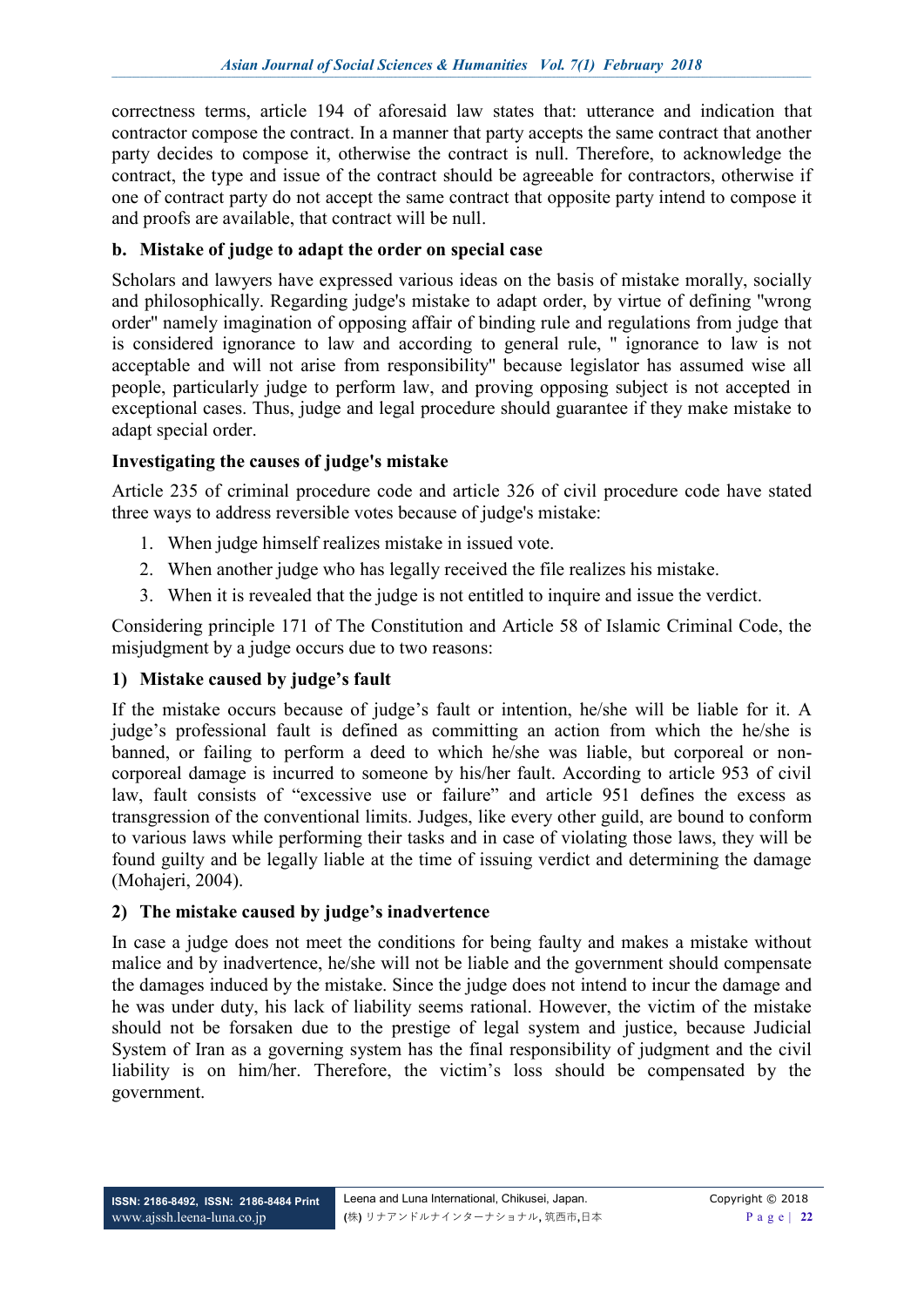correctness terms, article 194 of aforesaid law states that: utterance and indication that contractor compose the contract. In a manner that party accepts the same contract that another party decides to compose it, otherwise the contract is null. Therefore, to acknowledge the contract, the type and issue of the contract should be agreeable for contractors, otherwise if one of contract party do not accept the same contract that opposite party intend to compose it and proofs are available, that contract will be null.

**b. Mistake of judge to adapt the order on special case**

Scholars and lawyers have expressed various ideas on the basis of mistake morally, socially and philosophically. Regarding judge's mistake to adapt order, by virtue of defining "wrong order" namely imagination of opposing affair of binding rule and regulations from judge that is considered ignorance to law and according to general rule, " ignorance to law is not acceptable and will not arise from responsibility" because legislator has assumed wise all people, particularly judge to perform law, and proving opposing subject is not accepted in exceptional cases. Thus, judge and legal procedure should guarantee if they make mistake to adapt special order.

**Investigating the causes of judge's mistake**

Article 235 of criminal procedure code and article 326 of civil procedure code have stated three ways to address reversible votes because of judge's mistake:

1. When judge himself realizes mistake in issued vote.
2. When another judge who has legally received the file realizes his mistake.
3. When it is revealed that the judge is not entitled to inquire and issue the verdict.

Considering principle 171 of The Constitution and Article 58 of Islamic Criminal Code, the misjudgment by a judge occurs due to two reasons:

**1) Mistake caused by judge's fault**

If the mistake occurs because of judge's fault or intention, he/she will be liable for it. A judge's professional fault is defined as committing an action from which the he/she is banned, or failing to perform a deed to which he/she was liable, but corporeal or non-corporeal damage is incurred to someone by his/her fault. According to article 953 of civil law, fault consists of "excessive use or failure" and article 951 defines the excess as transgression of the conventional limits. Judges, like every other guild, are bound to conform to various laws while performing their tasks and in case of violating those laws, they will be found guilty and be legally liable at the time of issuing verdict and determining the damage (Mohajeri, 2004).

**2) The mistake caused by judge's inadvertence**

In case a judge does not meet the conditions for being faulty and makes a mistake without malice and by inadvertence, he/she will not be liable and the government should compensate the damages induced by the mistake. Since the judge does not intend to incur the damage and he was under duty, his lack of liability seems rational. However, the victim of the mistake should not be forsaken due to the prestige of legal system and justice, because Judicial System of Iran as a governing system has the final responsibility of judgment and the civil liability is on him/her. Therefore, the victim's loss should be compensated by the government.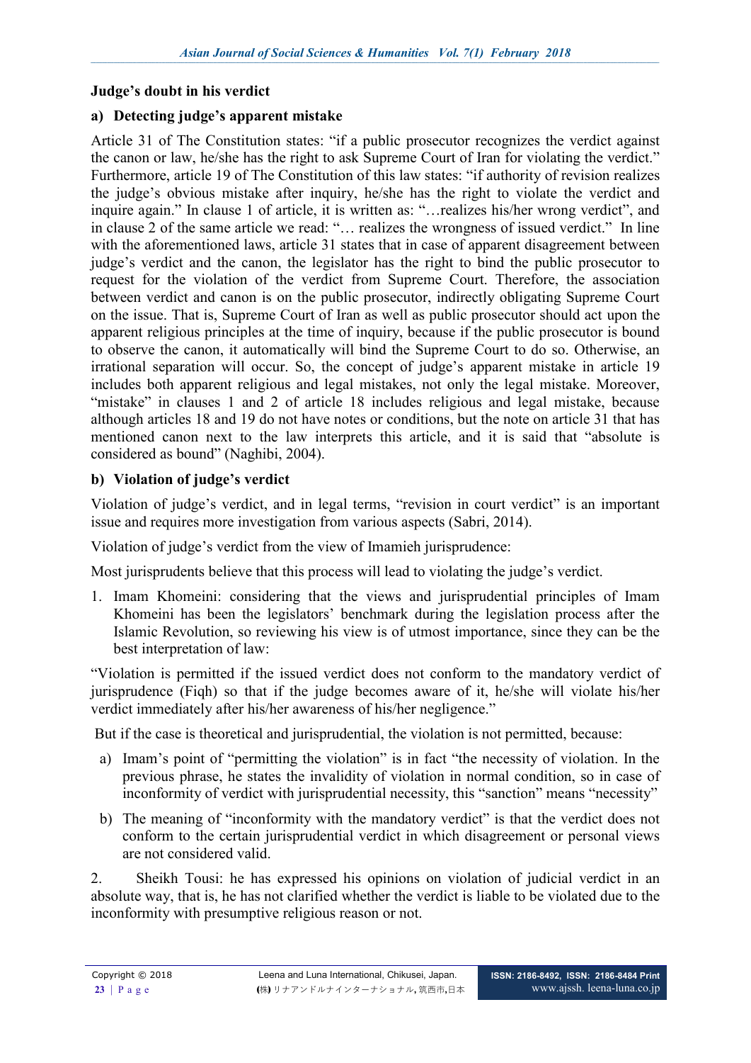**Judge's doubt in his verdict**

**a) Detecting judge's apparent mistake**

Article 31 of The Constitution states: "if a public prosecutor recognizes the verdict against the canon or law, he/she has the right to ask Supreme Court of Iran for violating the verdict." Furthermore, article 19 of The Constitution of this law states: "if authority of revision realizes the judge's obvious mistake after inquiry, he/she has the right to violate the verdict and inquire again." In clause 1 of article, it is written as: "…realizes his/her wrong verdict", and in clause 2 of the same article we read: "… realizes the wrongness of issued verdict." In line with the aforementioned laws, article 31 states that in case of apparent disagreement between judge's verdict and the canon, the legislator has the right to bind the public prosecutor to request for the violation of the verdict from Supreme Court. Therefore, the association between verdict and canon is on the public prosecutor, indirectly obligating Supreme Court on the issue. That is, Supreme Court of Iran as well as public prosecutor should act upon the apparent religious principles at the time of inquiry, because if the public prosecutor is bound to observe the canon, it automatically will bind the Supreme Court to do so. Otherwise, an irrational separation will occur. So, the concept of judge's apparent mistake in article 19 includes both apparent religious and legal mistakes, not only the legal mistake. Moreover, "mistake" in clauses 1 and 2 of article 18 includes religious and legal mistake, because although articles 18 and 19 do not have notes or conditions, but the note on article 31 that has mentioned canon next to the law interprets this article, and it is said that "absolute is considered as bound" (Naghibi, 2004).

**b) Violation of judge's verdict**

Violation of judge's verdict, and in legal terms, "revision in court verdict" is an important issue and requires more investigation from various aspects (Sabri, 2014).

Violation of judge's verdict from the view of Imamieh jurisprudence:

Most jurisprudents believe that this process will lead to violating the judge's verdict.

1. Imam Khomeini: considering that the views and jurisprudential principles of Imam Khomeini has been the legislators' benchmark during the legislation process after the Islamic Revolution, so reviewing his view is of utmost importance, since they can be the best interpretation of law:

"Violation is permitted if the issued verdict does not conform to the mandatory verdict of jurisprudence (Fiqh) so that if the judge becomes aware of it, he/she will violate his/her verdict immediately after his/her awareness of his/her negligence."

But if the case is theoretical and jurisprudential, the violation is not permitted, because:

a) Imam's point of "permitting the violation" is in fact "the necessity of violation. In the previous phrase, he states the invalidity of violation in normal condition, so in case of inconformity of verdict with jurisprudential necessity, this "sanction" means "necessity"

b) The meaning of "inconformity with the mandatory verdict" is that the verdict does not conform to the certain jurisprudential verdict in which disagreement or personal views are not considered valid.

2. Sheikh Tousi: he has expressed his opinions on violation of judicial verdict in an absolute way, that is, he has not clarified whether the verdict is liable to be violated due to the inconformity with presumptive religious reason or not.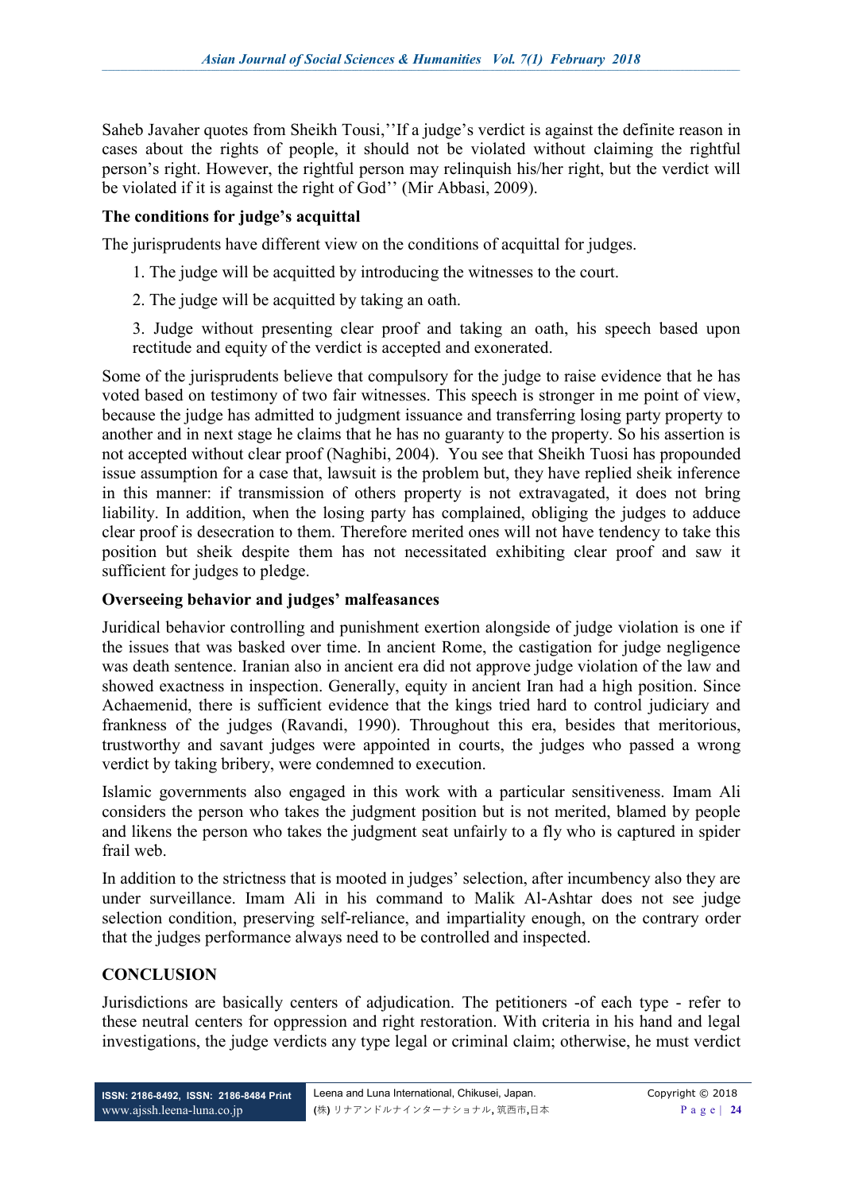Saheb Javaher quotes from Sheikh Tousi,''If a judge's verdict is against the definite reason in cases about the rights of people, it should not be violated without claiming the rightful person's right. However, the rightful person may relinquish his/her right, but the verdict will be violated if it is against the right of God'' (Mir Abbasi, 2009).

**The conditions for judge's acquittal**

The jurisprudents have different view on the conditions of acquittal for judges.

1. The judge will be acquitted by introducing the witnesses to the court.
2. The judge will be acquitted by taking an oath.
3. Judge without presenting clear proof and taking an oath, his speech based upon rectitude and equity of the verdict is accepted and exonerated.

Some of the jurisprudents believe that compulsory for the judge to raise evidence that he has voted based on testimony of two fair witnesses. This speech is stronger in me point of view, because the judge has admitted to judgment issuance and transferring losing party property to another and in next stage he claims that he has no guaranty to the property. So his assertion is not accepted without clear proof (Naghibi, 2004). You see that Sheikh Tuosi has propounded issue assumption for a case that, lawsuit is the problem but, they have replied sheik inference in this manner: if transmission of others property is not extravagated, it does not bring liability. In addition, when the losing party has complained, obliging the judges to adduce clear proof is desecration to them. Therefore merited ones will not have tendency to take this position but sheik despite them has not necessitated exhibiting clear proof and saw it sufficient for judges to pledge.

**Overseeing behavior and judges' malfeasances**

Juridical behavior controlling and punishment exertion alongside of judge violation is one if the issues that was basked over time. In ancient Rome, the castigation for judge negligence was death sentence. Iranian also in ancient era did not approve judge violation of the law and showed exactness in inspection. Generally, equity in ancient Iran had a high position. Since Achaemenid, there is sufficient evidence that the kings tried hard to control judiciary and frankness of the judges (Ravandi, 1990). Throughout this era, besides that meritorious, trustworthy and savant judges were appointed in courts, the judges who passed a wrong verdict by taking bribery, were condemned to execution.

Islamic governments also engaged in this work with a particular sensitiveness. Imam Ali considers the person who takes the judgment position but is not merited, blamed by people and likens the person who takes the judgment seat unfairly to a fly who is captured in spider frail web.

In addition to the strictness that is mooted in judges' selection, after incumbency also they are under surveillance. Imam Ali in his command to Malik Al-Ashtar does not see judge selection condition, preserving self-reliance, and impartiality enough, on the contrary order that the judges performance always need to be controlled and inspected.

## CONCLUSION

Jurisdictions are basically centers of adjudication. The petitioners -of each type - refer to these neutral centers for oppression and right restoration. With criteria in his hand and legal investigations, the judge verdicts any type legal or criminal claim; otherwise, he must verdict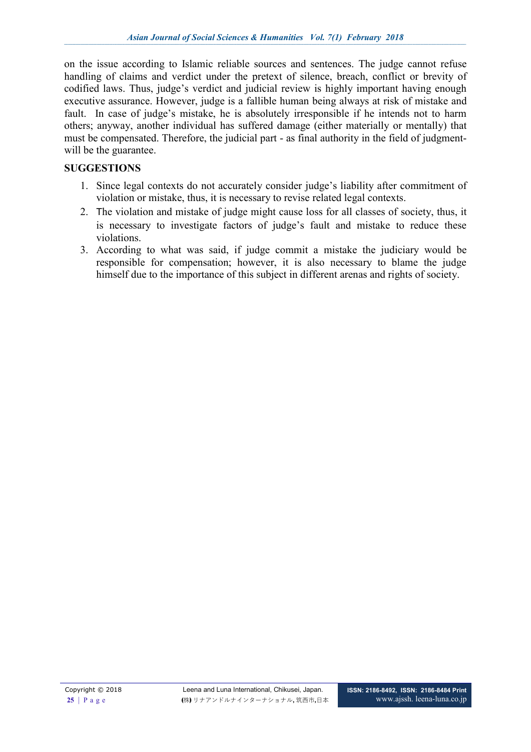on the issue according to Islamic reliable sources and sentences. The judge cannot refuse handling of claims and verdict under the pretext of silence, breach, conflict or brevity of codified laws. Thus, judge's verdict and judicial review is highly important having enough executive assurance. However, judge is a fallible human being always at risk of mistake and fault. In case of judge's mistake, he is absolutely irresponsible if he intends not to harm others; anyway, another individual has suffered damage (either materially or mentally) that must be compensated. Therefore, the judicial part - as final authority in the field of judgment- will be the guarantee.

## SUGGESTIONS

1. Since legal contexts do not accurately consider judge's liability after commitment of violation or mistake, thus, it is necessary to revise related legal contexts.
2. The violation and mistake of judge might cause loss for all classes of society, thus, it is necessary to investigate factors of judge's fault and mistake to reduce these violations.
3. According to what was said, if judge commit a mistake the judiciary would be responsible for compensation; however, it is also necessary to blame the judge himself due to the importance of this subject in different arenas and rights of society.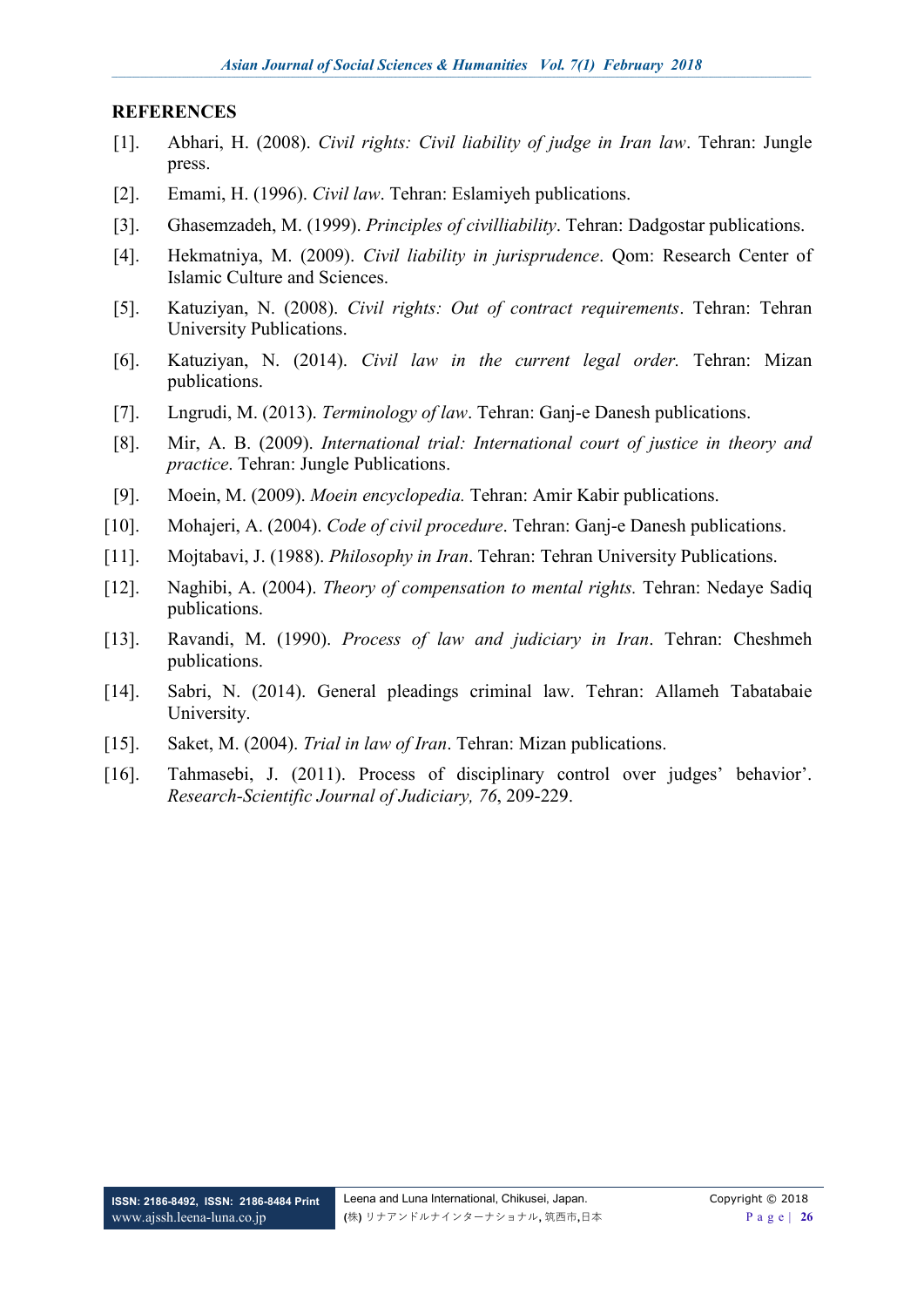## REFERENCES

[1]. Abhari, H. (2008). *Civil rights: Civil liability of judge in Iran law*. Tehran: Jungle press.

[2]. Emami, H. (1996). *Civil law*. Tehran: Eslamiyeh publications.

[3]. Ghasemzadeh, M. (1999). *Principles of civilliability*. Tehran: Dadgostar publications.

[4]. Hekmatniya, M. (2009). *Civil liability in jurisprudence*. Qom: Research Center of Islamic Culture and Sciences.

[5]. Katuziyan, N. (2008). *Civil rights: Out of contract requirements*. Tehran: Tehran University Publications.

[6]. Katuziyan, N. (2014). *Civil law in the current legal order.* Tehran: Mizan publications.

[7]. Lngrudi, M. (2013). *Terminology of law*. Tehran: Ganj-e Danesh publications.

[8]. Mir, A. B. (2009). *International trial: International court of justice in theory and practice*. Tehran: Jungle Publications.

[9]. Moein, M. (2009). *Moein encyclopedia.* Tehran: Amir Kabir publications.

[10]. Mohajeri, A. (2004). *Code of civil procedure*. Tehran: Ganj-e Danesh publications.

[11]. Mojtabavi, J. (1988). *Philosophy in Iran*. Tehran: Tehran University Publications.

[12]. Naghibi, A. (2004). *Theory of compensation to mental rights.* Tehran: Nedaye Sadiq publications.

[13]. Ravandi, M. (1990). *Process of law and judiciary in Iran*. Tehran: Cheshmeh publications.

[14]. Sabri, N. (2014). General pleadings criminal law. Tehran: Allameh Tabatabaie University.

[15]. Saket, M. (2004). *Trial in law of Iran*. Tehran: Mizan publications.

[16]. Tahmasebi, J. (2011). Process of disciplinary control over judges' behavior'. *Research-Scientific Journal of Judiciary, 76*, 209-229.